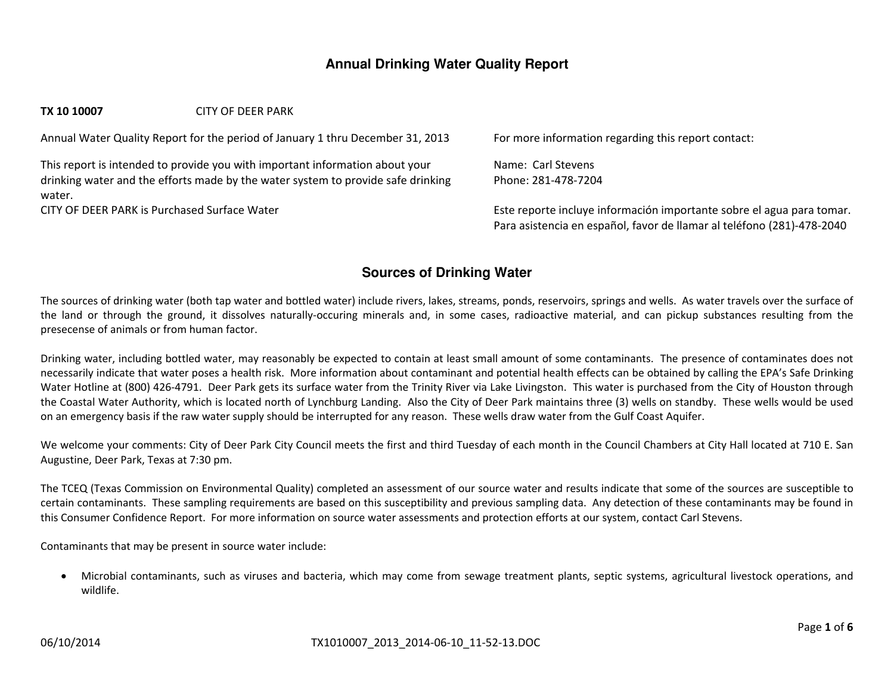# Annual Drinking Water Quality Report

**TX 10 10007** CITY OF DEER PARK

Annual Water Quality Report for the period of January 1 thru December 31, 2013

This report is intended to provide you with important information about your drinking water and the efforts made by the water system to provide safe drinking water.

CITY OF DEER PARK is Purchased Surface Water

For more information regarding this report contact:

Name: Carl Stevens
Phone: 281-478-7204

Este reporte incluye información importante sobre el agua para tomar. Para asistencia en español, favor de llamar al teléfono (281)-478-2040

## Sources of Drinking Water

The sources of drinking water (both tap water and bottled water) include rivers, lakes, streams, ponds, reservoirs, springs and wells. As water travels over the surface of the land or through the ground, it dissolves naturally-occuring minerals and, in some cases, radioactive material, and can pickup substances resulting from the presecense of animals or from human factor.

Drinking water, including bottled water, may reasonably be expected to contain at least small amount of some contaminants. The presence of contaminates does not necessarily indicate that water poses a health risk. More information about contaminant and potential health effects can be obtained by calling the EPA's Safe Drinking Water Hotline at (800) 426-4791. Deer Park gets its surface water from the Trinity River via Lake Livingston. This water is purchased from the City of Houston through the Coastal Water Authority, which is located north of Lynchburg Landing. Also the City of Deer Park maintains three (3) wells on standby. These wells would be used on an emergency basis if the raw water supply should be interrupted for any reason. These wells draw water from the Gulf Coast Aquifer.

We welcome your comments: City of Deer Park City Council meets the first and third Tuesday of each month in the Council Chambers at City Hall located at 710 E. San Augustine, Deer Park, Texas at 7:30 pm.

The TCEQ (Texas Commission on Environmental Quality) completed an assessment of our source water and results indicate that some of the sources are susceptible to certain contaminants. These sampling requirements are based on this susceptibility and previous sampling data. Any detection of these contaminants may be found in this Consumer Confidence Report. For more information on source water assessments and protection efforts at our system, contact Carl Stevens.

Contaminants that may be present in source water include:

- Microbial contaminants, such as viruses and bacteria, which may come from sewage treatment plants, septic systems, agricultural livestock operations, and wildlife.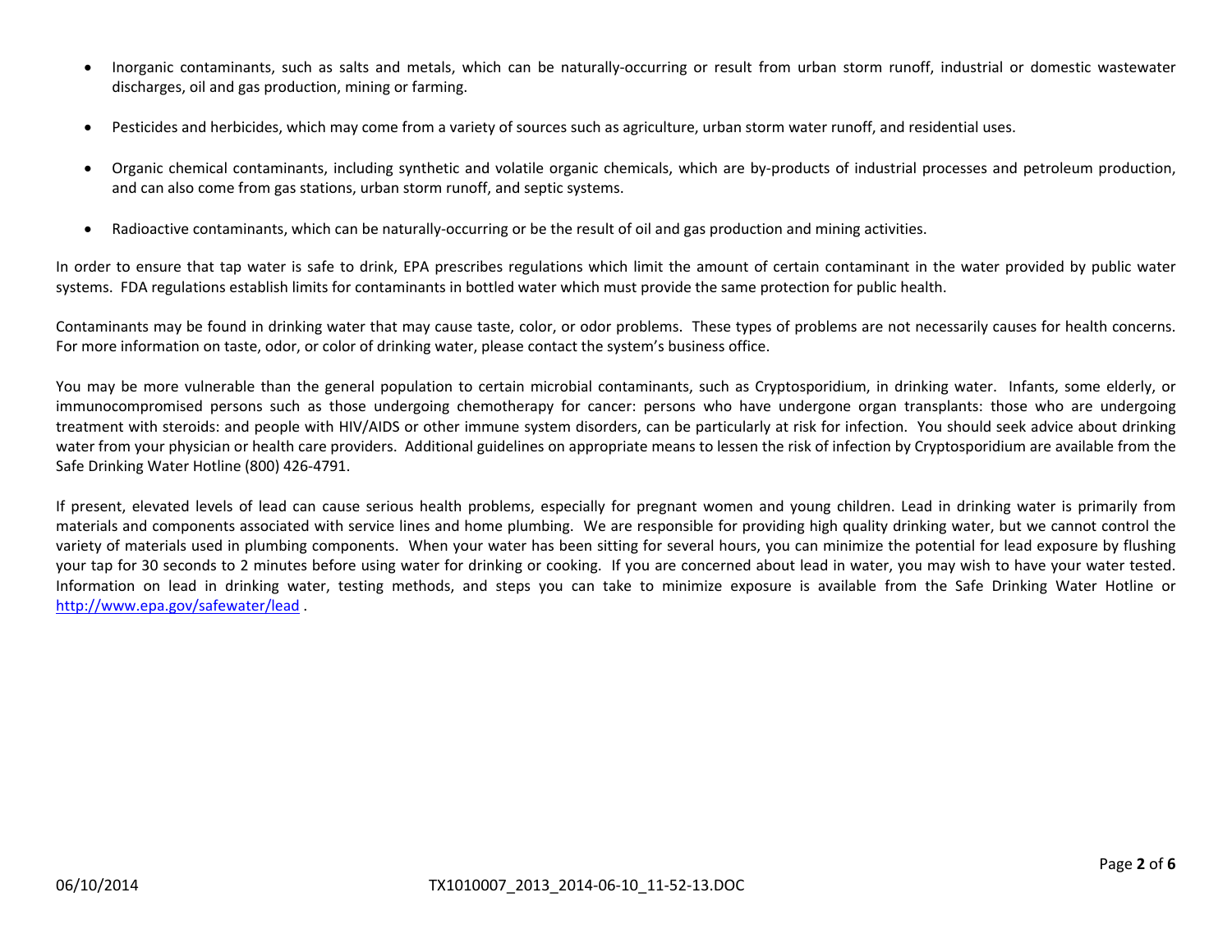- Inorganic contaminants, such as salts and metals, which can be naturally-occurring or result from urban storm runoff, industrial or domestic wastewater discharges, oil and gas production, mining or farming.
- Pesticides and herbicides, which may come from a variety of sources such as agriculture, urban storm water runoff, and residential uses.
- Organic chemical contaminants, including synthetic and volatile organic chemicals, which are by-products of industrial processes and petroleum production, and can also come from gas stations, urban storm runoff, and septic systems.
- Radioactive contaminants, which can be naturally-occurring or be the result of oil and gas production and mining activities.

In order to ensure that tap water is safe to drink, EPA prescribes regulations which limit the amount of certain contaminant in the water provided by public water systems. FDA regulations establish limits for contaminants in bottled water which must provide the same protection for public health.

Contaminants may be found in drinking water that may cause taste, color, or odor problems. These types of problems are not necessarily causes for health concerns. For more information on taste, odor, or color of drinking water, please contact the system's business office.

You may be more vulnerable than the general population to certain microbial contaminants, such as Cryptosporidium, in drinking water. Infants, some elderly, or immunocompromised persons such as those undergoing chemotherapy for cancer: persons who have undergone organ transplants: those who are undergoing treatment with steroids: and people with HIV/AIDS or other immune system disorders, can be particularly at risk for infection. You should seek advice about drinking water from your physician or health care providers. Additional guidelines on appropriate means to lessen the risk of infection by Cryptosporidium are available from the Safe Drinking Water Hotline (800) 426-4791.

If present, elevated levels of lead can cause serious health problems, especially for pregnant women and young children. Lead in drinking water is primarily from materials and components associated with service lines and home plumbing. We are responsible for providing high quality drinking water, but we cannot control the variety of materials used in plumbing components. When your water has been sitting for several hours, you can minimize the potential for lead exposure by flushing your tap for 30 seconds to 2 minutes before using water for drinking or cooking. If you are concerned about lead in water, you may wish to have your water tested. Information on lead in drinking water, testing methods, and steps you can take to minimize exposure is available from the Safe Drinking Water Hotline or http://www.epa.gov/safewater/lead .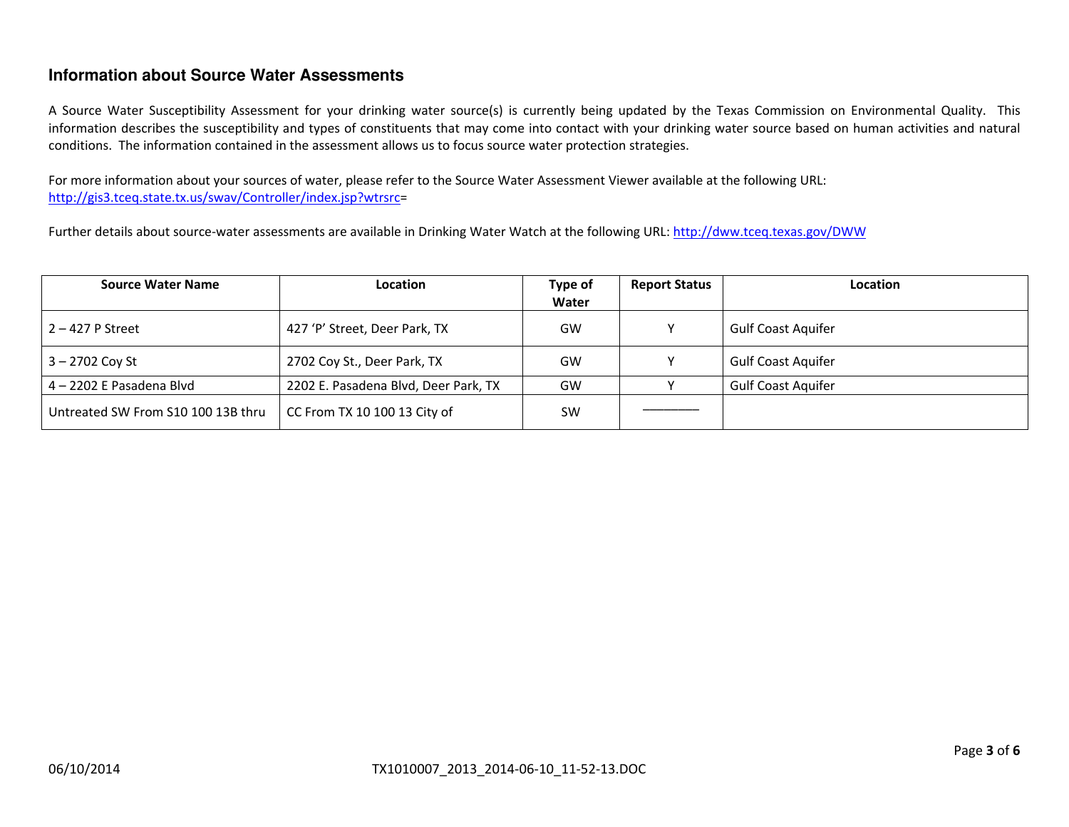## Information about Source Water Assessments

A Source Water Susceptibility Assessment for your drinking water source(s) is currently being updated by the Texas Commission on Environmental Quality. This information describes the susceptibility and types of constituents that may come into contact with your drinking water source based on human activities and natural conditions. The information contained in the assessment allows us to focus source water protection strategies.

For more information about your sources of water, please refer to the Source Water Assessment Viewer available at the following URL: http://gis3.tceq.state.tx.us/swav/Controller/index.jsp?wtrsrc=

Further details about source-water assessments are available in Drinking Water Watch at the following URL: http://dww.tceq.texas.gov/DWW

| Source Water Name | Location | Type of Water | Report Status | Location |
|---|---|---|---|---|
| 2 – 427 P Street | 427 'P' Street, Deer Park, TX | GW | Y | Gulf Coast Aquifer |
| 3 – 2702 Coy St | 2702 Coy St., Deer Park, TX | GW | Y | Gulf Coast Aquifer |
| 4 – 2202 E Pasadena Blvd | 2202 E. Pasadena Blvd, Deer Park, TX | GW | Y | Gulf Coast Aquifer |
| Untreated SW From S10 100 13B thru | CC From TX 10 100 13 City of | SW | ———— | |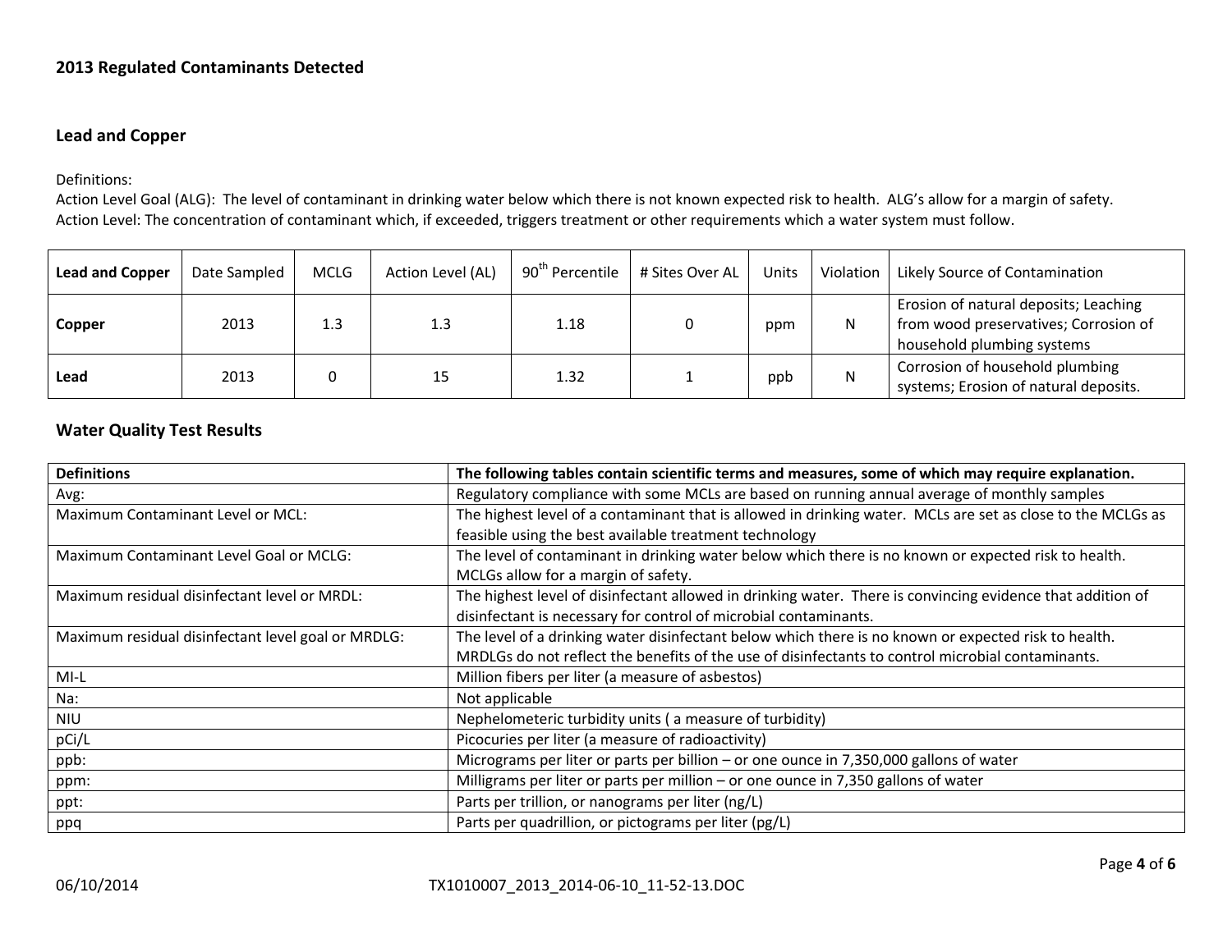## 2013 Regulated Contaminants Detected

### Lead and Copper

Definitions:
Action Level Goal (ALG): The level of contaminant in drinking water below which there is not known expected risk to health. ALG's allow for a margin of safety.
Action Level: The concentration of contaminant which, if exceeded, triggers treatment or other requirements which a water system must follow.

| **Lead and Copper** | Date Sampled | MCLG | Action Level (AL) | 90th Percentile | # Sites Over AL | Units | Violation | Likely Source of Contamination |
|---|---|---|---|---|---|---|---|---|
| **Copper** | 2013 | 1.3 | 1.3 | 1.18 | 0 | ppm | N | Erosion of natural deposits; Leaching from wood preservatives; Corrosion of household plumbing systems |
| **Lead** | 2013 | 0 | 15 | 1.32 | 1 | ppb | N | Corrosion of household plumbing systems; Erosion of natural deposits. |

### Water Quality Test Results

| **Definitions** | **The following tables contain scientific terms and measures, some of which may require explanation.** |
|---|---|
| Avg: | Regulatory compliance with some MCLs are based on running annual average of monthly samples |
| Maximum Contaminant Level or MCL: | The highest level of a contaminant that is allowed in drinking water. MCLs are set as close to the MCLGs as feasible using the best available treatment technology |
| Maximum Contaminant Level Goal or MCLG: | The level of contaminant in drinking water below which there is no known or expected risk to health. MCLGs allow for a margin of safety. |
| Maximum residual disinfectant level or MRDL: | The highest level of disinfectant allowed in drinking water. There is convincing evidence that addition of disinfectant is necessary for control of microbial contaminants. |
| Maximum residual disinfectant level goal or MRDLG: | The level of a drinking water disinfectant below which there is no known or expected risk to health. MRDLGs do not reflect the benefits of the use of disinfectants to control microbial contaminants. |
| MI-L | Million fibers per liter (a measure of asbestos) |
| Na: | Not applicable |
| NIU | Nephelometeric turbidity units ( a measure of turbidity) |
| pCi/L | Picocuries per liter (a measure of radioactivity) |
| ppb: | Micrograms per liter or parts per billion – or one ounce in 7,350,000 gallons of water |
| ppm: | Milligrams per liter or parts per million – or one ounce in 7,350 gallons of water |
| ppt: | Parts per trillion, or nanograms per liter (ng/L) |
| ppq | Parts per quadrillion, or pictograms per liter (pg/L) |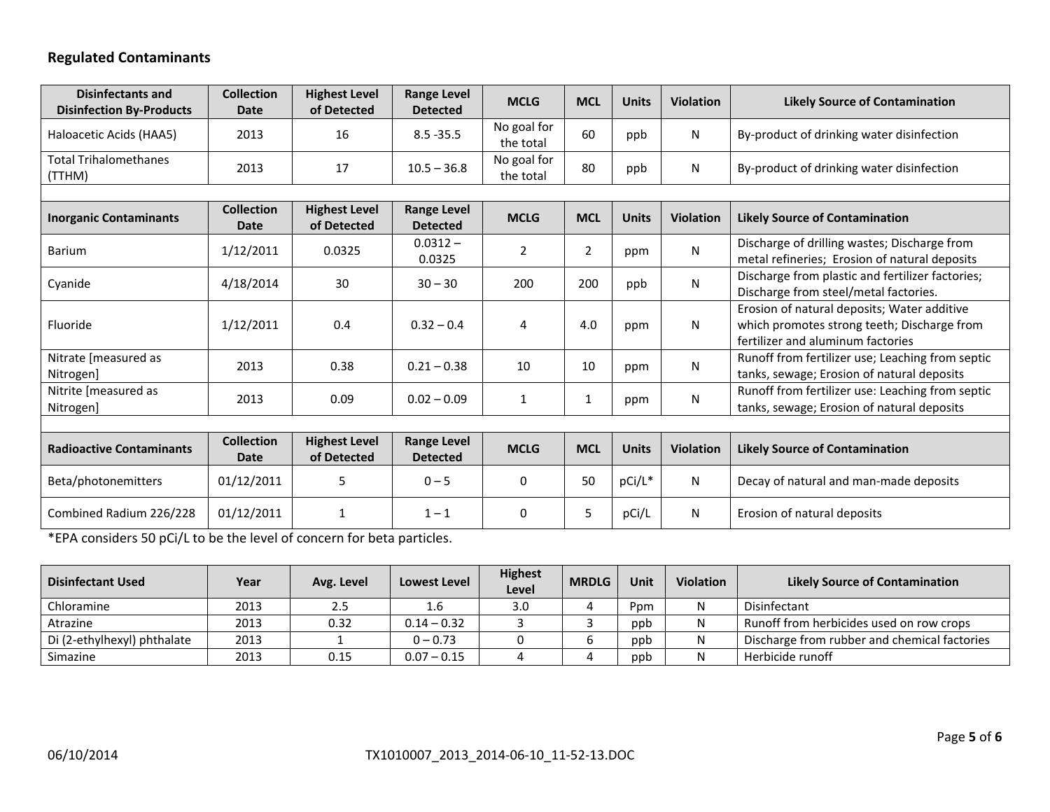### Regulated Contaminants

| Disinfectants and Disinfection By-Products | Collection Date | Highest Level of Detected | Range Level Detected | MCLG | MCL | Units | Violation | Likely Source of Contamination |
|---|---|---|---|---|---|---|---|---|
| Haloacetic Acids (HAA5) | 2013 | 16 | 8.5 -35.5 | No goal for the total | 60 | ppb | N | By-product of drinking water disinfection |
| Total Trihalomethanes (TTHM) | 2013 | 17 | 10.5 – 36.8 | No goal for the total | 80 | ppb | N | By-product of drinking water disinfection |
| | | | | | | | | |
| **Inorganic Contaminants** | **Collection Date** | **Highest Level of Detected** | **Range Level Detected** | **MCLG** | **MCL** | **Units** | **Violation** | **Likely Source of Contamination** |
| Barium | 1/12/2011 | 0.0325 | 0.0312 – 0.0325 | 2 | 2 | ppm | N | Discharge of drilling wastes; Discharge from metal refineries; Erosion of natural deposits |
| Cyanide | 4/18/2014 | 30 | 30 – 30 | 200 | 200 | ppb | N | Discharge from plastic and fertilizer factories; Discharge from steel/metal factories. |
| Fluoride | 1/12/2011 | 0.4 | 0.32 – 0.4 | 4 | 4.0 | ppm | N | Erosion of natural deposits; Water additive which promotes strong teeth; Discharge from fertilizer and aluminum factories |
| Nitrate [measured as Nitrogen] | 2013 | 0.38 | 0.21 – 0.38 | 10 | 10 | ppm | N | Runoff from fertilizer use; Leaching from septic tanks, sewage; Erosion of natural deposits |
| Nitrite [measured as Nitrogen] | 2013 | 0.09 | 0.02 – 0.09 | 1 | 1 | ppm | N | Runoff from fertilizer use: Leaching from septic tanks, sewage; Erosion of natural deposits |
| | | | | | | | | |
| **Radioactive Contaminants** | **Collection Date** | **Highest Level of Detected** | **Range Level Detected** | **MCLG** | **MCL** | **Units** | **Violation** | **Likely Source of Contamination** |
| Beta/photonemitters | 01/12/2011 | 5 | 0 – 5 | 0 | 50 | pCi/L* | N | Decay of natural and man-made deposits |
| Combined Radium 226/228 | 01/12/2011 | 1 | 1 – 1 | 0 | 5 | pCi/L | N | Erosion of natural deposits |

*EPA considers 50 pCi/L to be the level of concern for beta particles.

| Disinfectant Used | Year | Avg. Level | Lowest Level | Highest Level | MRDLG | Unit | Violation | Likely Source of Contamination |
|---|---|---|---|---|---|---|---|---|
| Chloramine | 2013 | 2.5 | 1.6 | 3.0 | 4 | Ppm | N | Disinfectant |
| Atrazine | 2013 | 0.32 | 0.14 – 0.32 | 3 | 3 | ppb | N | Runoff from herbicides used on row crops |
| Di (2-ethylhexyl) phthalate | 2013 | 1 | 0 – 0.73 | 0 | 6 | ppb | N | Discharge from rubber and chemical factories |
| Simazine | 2013 | 0.15 | 0.07 – 0.15 | 4 | 4 | ppb | N | Herbicide runoff |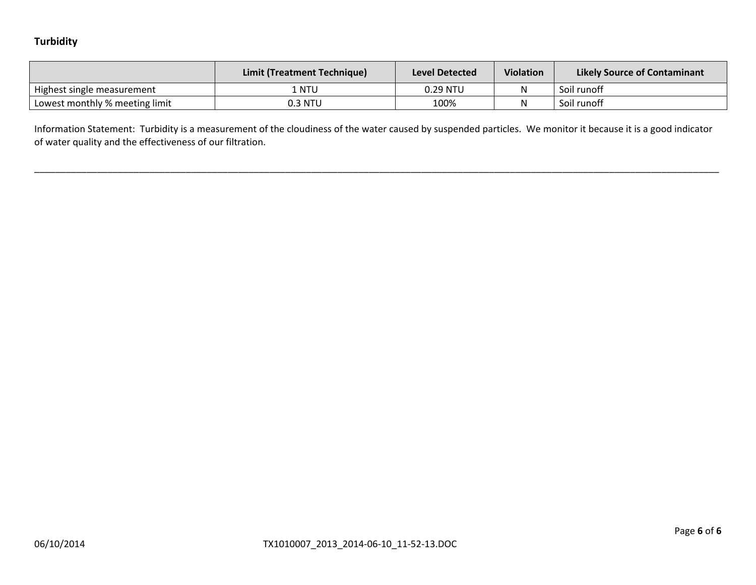**Turbidity**

| | Limit (Treatment Technique) | Level Detected | Violation | Likely Source of Contaminant |
|---|---|---|---|---|
| Highest single measurement | 1 NTU | 0.29 NTU | N | Soil runoff |
| Lowest monthly % meeting limit | 0.3 NTU | 100% | N | Soil runoff |

Information Statement: Turbidity is a measurement of the cloudiness of the water caused by suspended particles. We monitor it because it is a good indicator of water quality and the effectiveness of our filtration.

---